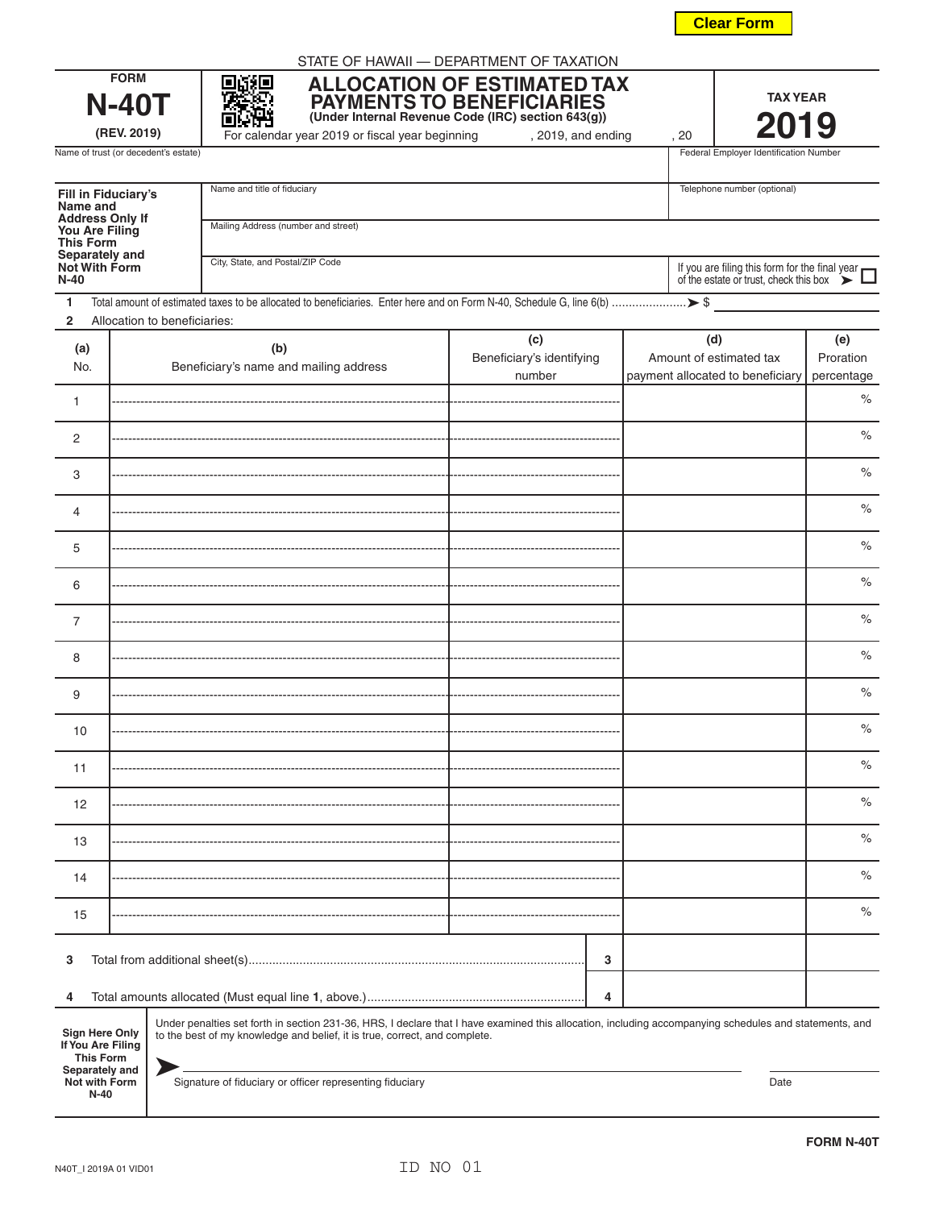Clear Form

STATE OF HAWAII — DEPARTMENT OF TAXATION

**FORM N-40T (REV. 2019)**

# ALLOCATION OF ESTIMATED TAX PAYMENTS TO BENEFICIARIES

**(Under Internal Revenue Code (IRC) section 643(g))**

For calendar year 2019 or fiscal year beginning \_\_\_\_\_\_\_\_, 2019, and ending \_\_\_\_\_\_\_\_, 20\_\_

**TAX YEAR 2019**

Name of trust (or decedent's estate)

Federal Employer Identification Number

**Fill in Fiduciary's Name and Address Only If You Are Filing This Form Separately and Not With Form N-40**

Name and title of fiduciary

Telephone number (optional)

Mailing Address (number and street)

City, State, and Postal/ZIP Code

If you are filing this form for the final year of the estate or trust, check this box ➤ ☐

1 Total amount of estimated taxes to be allocated to beneficiaries. Enter here and on Form N-40, Schedule G, line 6(b) ...................... ➤ $ \_\_\_\_\_\_\_\_

2 Allocation to beneficiaries:

| (a) No. | (b) Beneficiary's name and mailing address | (c) Beneficiary's identifying number | (d) Amount of estimated tax payment allocated to beneficiary | (e) Proration percentage |
|---|---|---|---|---|
| 1 | | | | % |
| 2 | | | | % |
| 3 | | | | % |
| 4 | | | | % |
| 5 | | | | % |
| 6 | | | | % |
| 7 | | | | % |
| 8 | | | | % |
| 9 | | | | % |
| 10 | | | | % |
| 11 | | | | % |
| 12 | | | | % |
| 13 | | | | % |
| 14 | | | | % |
| 15 | | | | % |
| 3 | Total from additional sheet(s)................................................ | 3 | | |
| 4 | Total amounts allocated (Must equal line **1**, above.)...................... | 4 | | |

**Sign Here Only If You Are Filing This Form Separately and Not with Form N-40**

Under penalties set forth in section 231-36, HRS, I declare that I have examined this allocation, including accompanying schedules and statements, and to the best of my knowledge and belief, it is true, correct, and complete.

➤ \_\_\_\_\_\_\_\_\_\_\_\_\_\_\_\_\_\_\_\_\_\_\_\_\_\_\_\_\_\_\_\_\_\_\_\_ \_\_\_\_\_\_\_\_\_\_\_\_
Signature of fiduciary or officer representing fiduciary — Date

**FORM N-40T**

N40T_I 2019A 01 VID01

ID NO 01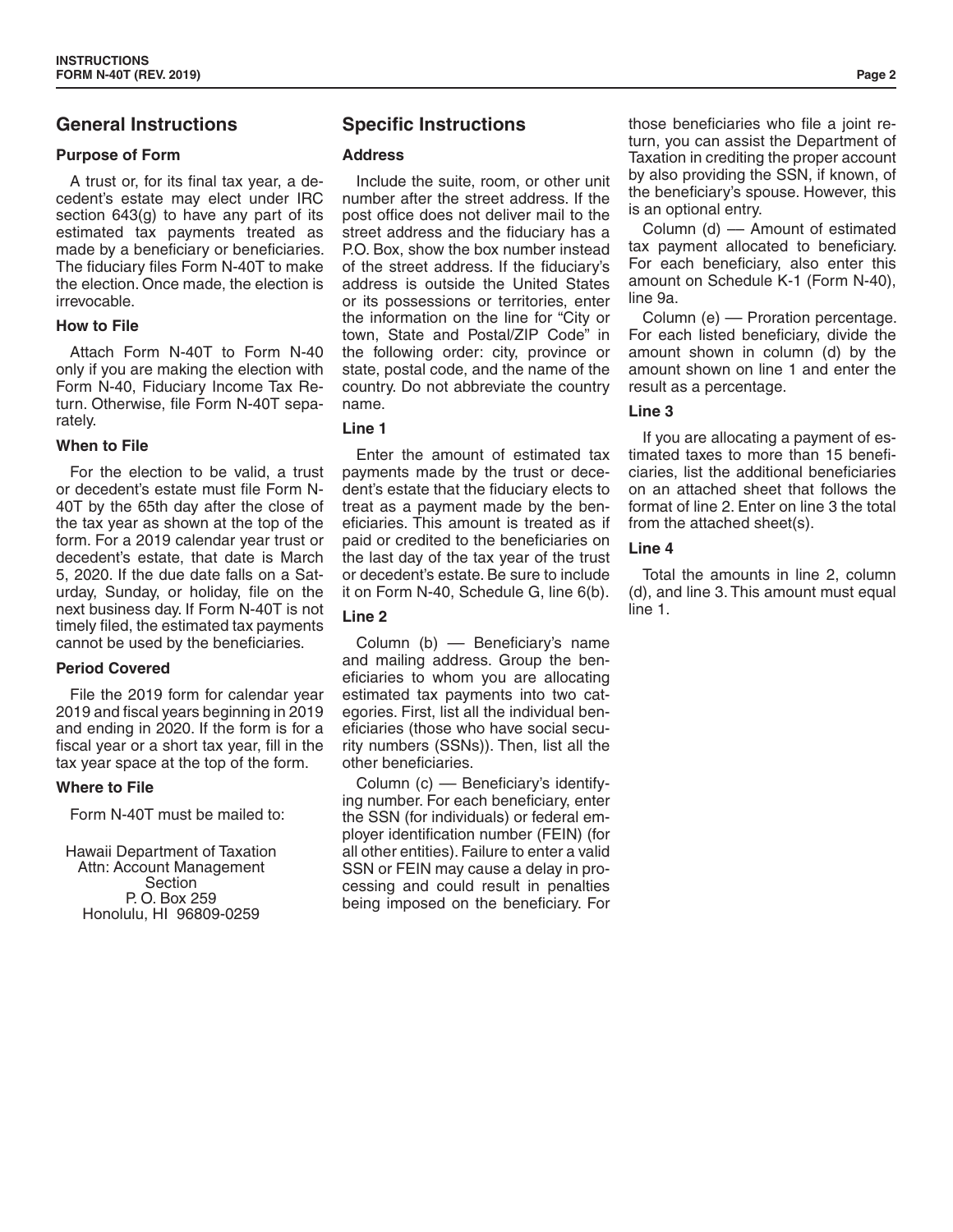## General Instructions

### Purpose of Form

A trust or, for its final tax year, a decedent's estate may elect under IRC section 643(g) to have any part of its estimated tax payments treated as made by a beneficiary or beneficiaries. The fiduciary files Form N-40T to make the election. Once made, the election is irrevocable.

### How to File

Attach Form N-40T to Form N-40 only if you are making the election with Form N-40, Fiduciary Income Tax Return. Otherwise, file Form N-40T separately.

### When to File

For the election to be valid, a trust or decedent's estate must file Form N-40T by the 65th day after the close of the tax year as shown at the top of the form. For a 2019 calendar year trust or decedent's estate, that date is March 5, 2020. If the due date falls on a Saturday, Sunday, or holiday, file on the next business day. If Form N-40T is not timely filed, the estimated tax payments cannot be used by the beneficiaries.

### Period Covered

File the 2019 form for calendar year 2019 and fiscal years beginning in 2019 and ending in 2020. If the form is for a fiscal year or a short tax year, fill in the tax year space at the top of the form.

### Where to File

Form N-40T must be mailed to:

Hawaii Department of Taxation
Attn: Account Management Section
P. O. Box 259
Honolulu, HI 96809-0259

## Specific Instructions

### Address

Include the suite, room, or other unit number after the street address. If the post office does not deliver mail to the street address and the fiduciary has a P.O. Box, show the box number instead of the street address. If the fiduciary's address is outside the United States or its possessions or territories, enter the information on the line for "City or town, State and Postal/ZIP Code" in the following order: city, province or state, postal code, and the name of the country. Do not abbreviate the country name.

### Line 1

Enter the amount of estimated tax payments made by the trust or decedent's estate that the fiduciary elects to treat as a payment made by the beneficiaries. This amount is treated as if paid or credited to the beneficiaries on the last day of the tax year of the trust or decedent's estate. Be sure to include it on Form N-40, Schedule G, line 6(b).

### Line 2

Column (b) — Beneficiary's name and mailing address. Group the beneficiaries to whom you are allocating estimated tax payments into two categories. First, list all the individual beneficiaries (those who have social security numbers (SSNs)). Then, list all the other beneficiaries.

Column (c) — Beneficiary's identifying number. For each beneficiary, enter the SSN (for individuals) or federal employer identification number (FEIN) (for all other entities). Failure to enter a valid SSN or FEIN may cause a delay in processing and could result in penalties being imposed on the beneficiary. For those beneficiaries who file a joint return, you can assist the Department of Taxation in crediting the proper account by also providing the SSN, if known, of the beneficiary's spouse. However, this is an optional entry.

Column (d) — Amount of estimated tax payment allocated to beneficiary. For each beneficiary, also enter this amount on Schedule K-1 (Form N-40), line 9a.

Column (e) — Proration percentage. For each listed beneficiary, divide the amount shown in column (d) by the amount shown on line 1 and enter the result as a percentage.

### Line 3

If you are allocating a payment of estimated taxes to more than 15 beneficiaries, list the additional beneficiaries on an attached sheet that follows the format of line 2. Enter on line 3 the total from the attached sheet(s).

### Line 4

Total the amounts in line 2, column (d), and line 3. This amount must equal line 1.